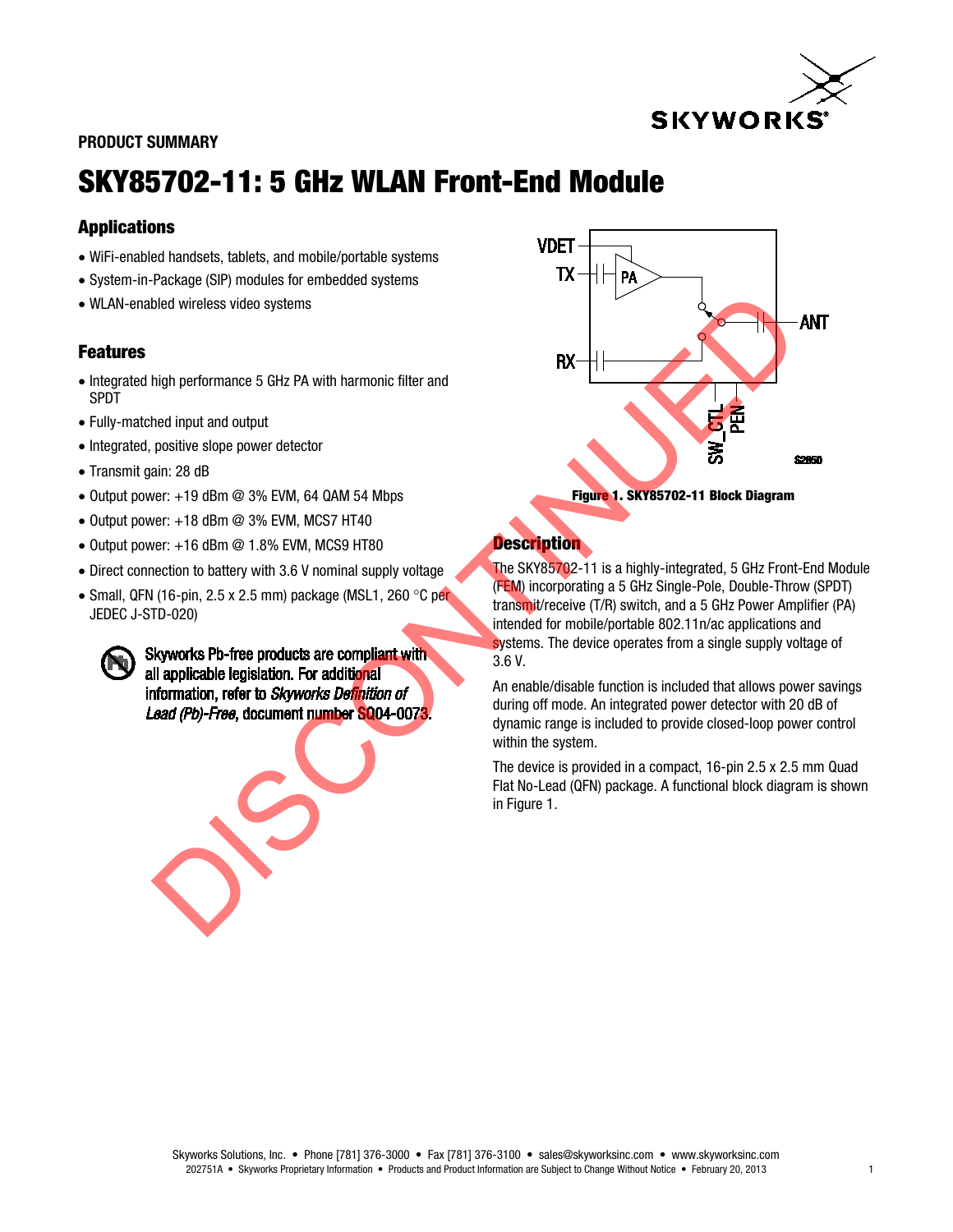PRODUCT SUMMARY

# SKY85702-11: 5 GHz WLAN Front-End Module

## Applications

- WiFi-enabled handsets, tablets, and mobile/portable systems
- System-in-Package (SIP) modules for embedded systems
- WLAN-enabled wireless video systems

## Features

- Integrated high performance 5 GHz PA with harmonic filter and SPDT
- Fully-matched input and output
- Integrated, positive slope power detector
- Transmit gain: 28 dB
- Output power: +19 dBm @ 3% EVM, 64 QAM 54 Mbps
- Output power: +18 dBm @ 3% EVM, MCS7 HT40
- Output power: +16 dBm @ 1.8% EVM, MCS9 HT80
- Direct connection to battery with 3.6 V nominal supply voltage
- Small, QFN (16-pin, 2.5 x 2.5 mm) package (MSL1, 260 °C per JEDEC J-STD-020)

Skyworks Pb-free products are compliant with all applicable legislation. For additional information, refer to *Skyworks Definition of Lead (Pb)-Free*, document number SQ04-0073.

**Figure 1. SKY85702-11 Block Diagram**

## Description

The SKY85702-11 is a highly-integrated, 5 GHz Front-End Module (FEM) incorporating a 5 GHz Single-Pole, Double-Throw (SPDT) transmit/receive (T/R) switch, and a 5 GHz Power Amplifier (PA) intended for mobile/portable 802.11n/ac applications and systems. The device operates from a single supply voltage of 3.6 V.

An enable/disable function is included that allows power savings during off mode. An integrated power detector with 20 dB of dynamic range is included to provide closed-loop power control within the system.

The device is provided in a compact, 16-pin 2.5 x 2.5 mm Quad Flat No-Lead (QFN) package. A functional block diagram is shown in Figure 1.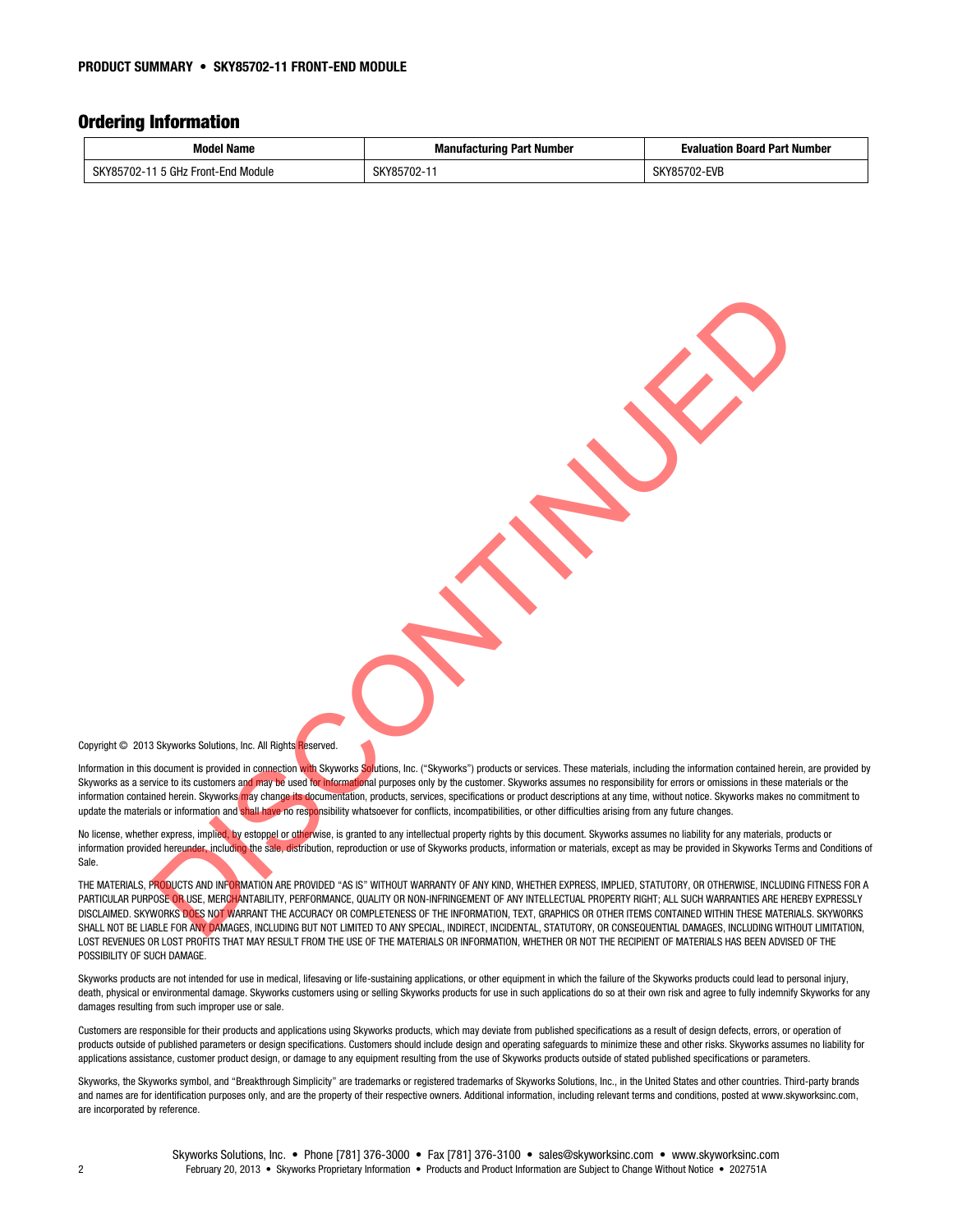## Ordering Information

| Model Name | Manufacturing Part Number | Evaluation Board Part Number |
| --- | --- | --- |
| SKY85702-11 5 GHz Front-End Module | SKY85702-11 | SKY85702-EVB |

DISCONTINUED

Copyright © 2013 Skyworks Solutions, Inc. All Rights Reserved.

Information in this document is provided in connection with Skyworks Solutions, Inc. ("Skyworks") products or services. These materials, including the information contained herein, are provided by Skyworks as a service to its customers and may be used for informational purposes only by the customer. Skyworks assumes no responsibility for errors or omissions in these materials or the information contained herein. Skyworks may change its documentation, products, services, specifications or product descriptions at any time, without notice. Skyworks makes no commitment to update the materials or information and shall have no responsibility whatsoever for conflicts, incompatibilities, or other difficulties arising from any future changes.

No license, whether express, implied, by estoppel or otherwise, is granted to any intellectual property rights by this document. Skyworks assumes no liability for any materials, products or information provided hereunder, including the sale, distribution, reproduction or use of Skyworks products, information or materials, except as may be provided in Skyworks Terms and Conditions of Sale.

THE MATERIALS, PRODUCTS AND INFORMATION ARE PROVIDED "AS IS" WITHOUT WARRANTY OF ANY KIND, WHETHER EXPRESS, IMPLIED, STATUTORY, OR OTHERWISE, INCLUDING FITNESS FOR A PARTICULAR PURPOSE OR USE, MERCHANTABILITY, PERFORMANCE, QUALITY OR NON-INFRINGEMENT OF ANY INTELLECTUAL PROPERTY RIGHT; ALL SUCH WARRANTIES ARE HEREBY EXPRESSLY DISCLAIMED. SKYWORKS DOES NOT WARRANT THE ACCURACY OR COMPLETENESS OF THE INFORMATION, TEXT, GRAPHICS OR OTHER ITEMS CONTAINED WITHIN THESE MATERIALS. SKYWORKS SHALL NOT BE LIABLE FOR ANY DAMAGES, INCLUDING BUT NOT LIMITED TO ANY SPECIAL, INDIRECT, INCIDENTAL, STATUTORY, OR CONSEQUENTIAL DAMAGES, INCLUDING WITHOUT LIMITATION, LOST REVENUES OR LOST PROFITS THAT MAY RESULT FROM THE USE OF THE MATERIALS OR INFORMATION, WHETHER OR NOT THE RECIPIENT OF MATERIALS HAS BEEN ADVISED OF THE POSSIBILITY OF SUCH DAMAGE.

Skyworks products are not intended for use in medical, lifesaving or life-sustaining applications, or other equipment in which the failure of the Skyworks products could lead to personal injury, death, physical or environmental damage. Skyworks customers using or selling Skyworks products for use in such applications do so at their own risk and agree to fully indemnify Skyworks for any damages resulting from such improper use or sale.

Customers are responsible for their products and applications using Skyworks products, which may deviate from published specifications as a result of design defects, errors, or operation of products outside of published parameters or design specifications. Customers should include design and operating safeguards to minimize these and other risks. Skyworks assumes no liability for applications assistance, customer product design, or damage to any equipment resulting from the use of Skyworks products outside of stated published specifications or parameters.

Skyworks, the Skyworks symbol, and "Breakthrough Simplicity" are trademarks or registered trademarks of Skyworks Solutions, Inc., in the United States and other countries. Third-party brands and names are for identification purposes only, and are the property of their respective owners. Additional information, including relevant terms and conditions, posted at www.skyworksinc.com, are incorporated by reference.